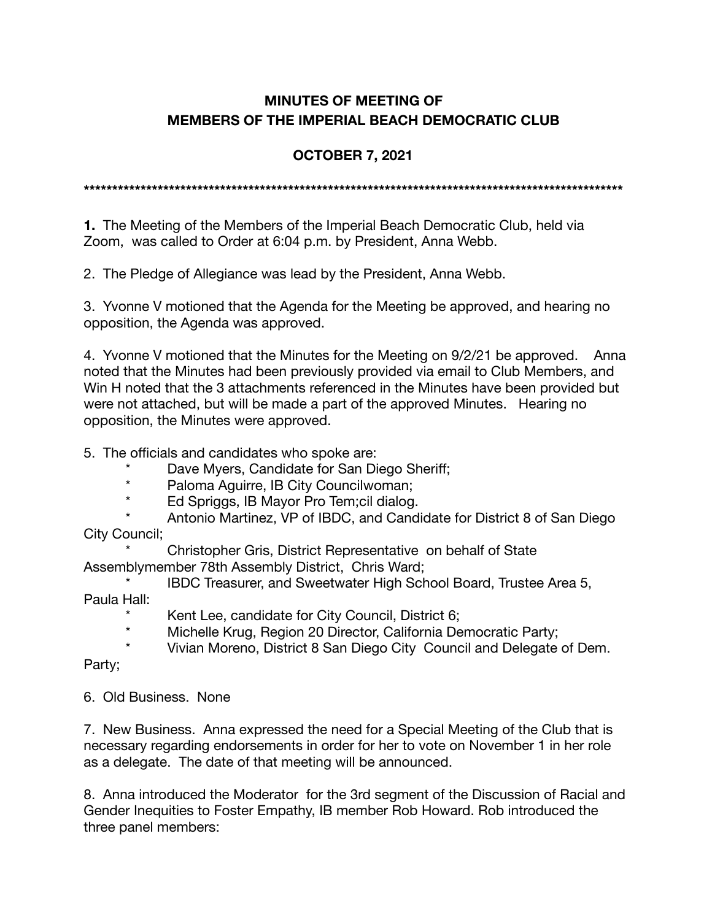**MINUTES OF MEETING OF**
**MEMBERS OF THE IMPERIAL BEACH DEMOCRATIC CLUB**

**OCTOBER 7, 2021**

****************************************************************************************************

**1.** The Meeting of the Members of the Imperial Beach Democratic Club, held via Zoom, was called to Order at 6:04 p.m. by President, Anna Webb.

2. The Pledge of Allegiance was lead by the President, Anna Webb.

3. Yvonne V motioned that the Agenda for the Meeting be approved, and hearing no opposition, the Agenda was approved.

4. Yvonne V motioned that the Minutes for the Meeting on 9/2/21 be approved. Anna noted that the Minutes had been previously provided via email to Club Members, and Win H noted that the 3 attachments referenced in the Minutes have been provided but were not attached, but will be made a part of the approved Minutes. Hearing no opposition, the Minutes were approved.

5. The officials and candidates who spoke are:

- Dave Myers, Candidate for San Diego Sheriff;
- Paloma Aguirre, IB City Councilwoman;
- Ed Spriggs, IB Mayor Pro Tem;cil dialog.
- Antonio Martinez, VP of IBDC, and Candidate for District 8 of San Diego City Council;
- Christopher Gris, District Representative on behalf of State Assemblymember 78th Assembly District, Chris Ward;
- IBDC Treasurer, and Sweetwater High School Board, Trustee Area 5, Paula Hall:
- Kent Lee, candidate for City Council, District 6;
- Michelle Krug, Region 20 Director, California Democratic Party;
- Vivian Moreno, District 8 San Diego City Council and Delegate of Dem. Party;

6. Old Business. None

7. New Business. Anna expressed the need for a Special Meeting of the Club that is necessary regarding endorsements in order for her to vote on November 1 in her role as a delegate. The date of that meeting will be announced.

8. Anna introduced the Moderator for the 3rd segment of the Discussion of Racial and Gender Inequities to Foster Empathy, IB member Rob Howard. Rob introduced the three panel members: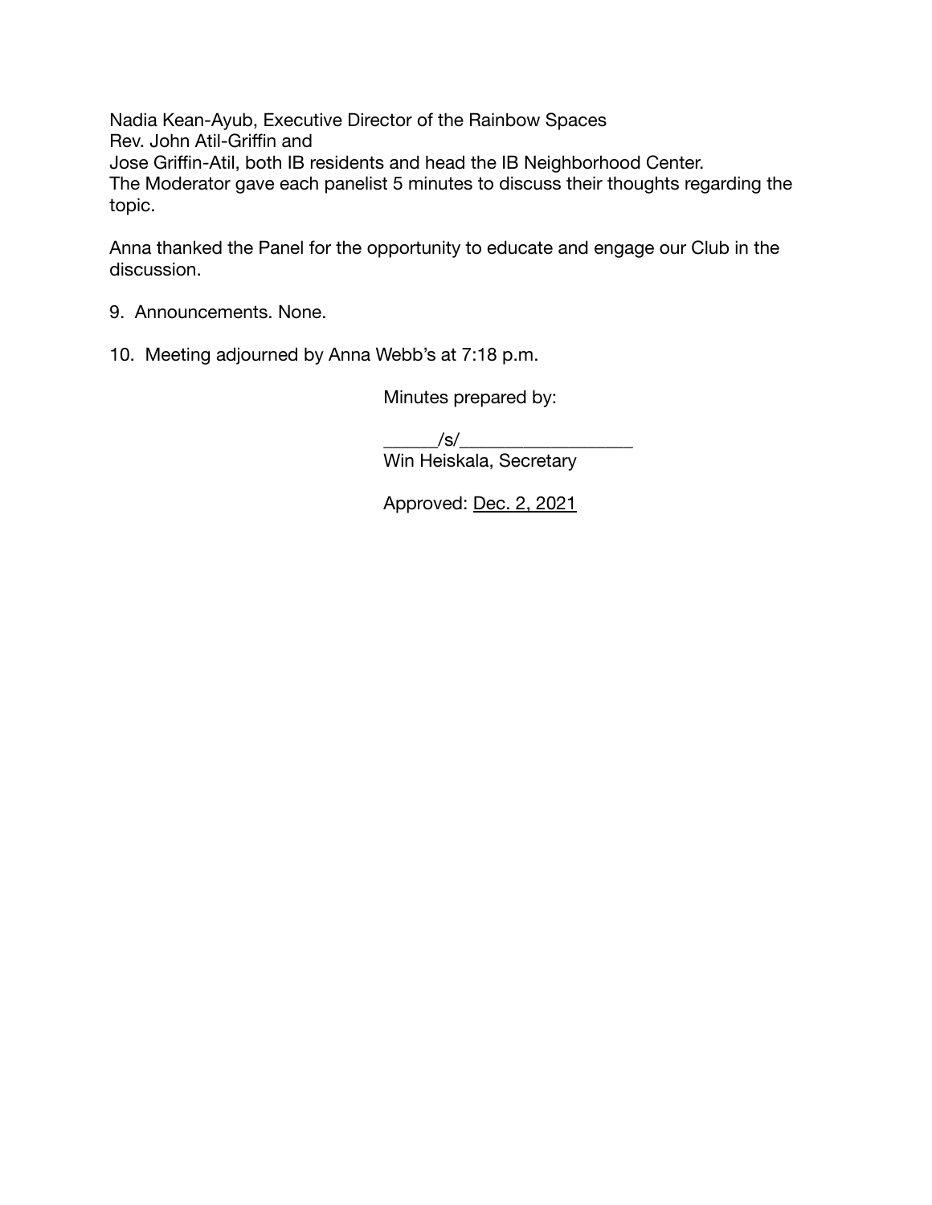Nadia Kean-Ayub, Executive Director of the Rainbow Spaces
Rev. John Atil-Griffin and
Jose Griffin-Atil, both IB residents and head the IB Neighborhood Center.
The Moderator gave each panelist 5 minutes to discuss their thoughts regarding the topic.

Anna thanked the Panel for the opportunity to educate and engage our Club in the discussion.

9. Announcements. None.

10. Meeting adjourned by Anna Webb's at 7:18 p.m.

Minutes prepared by:

______/s/__________________
Win Heiskala, Secretary

Approved: Dec. 2, 2021